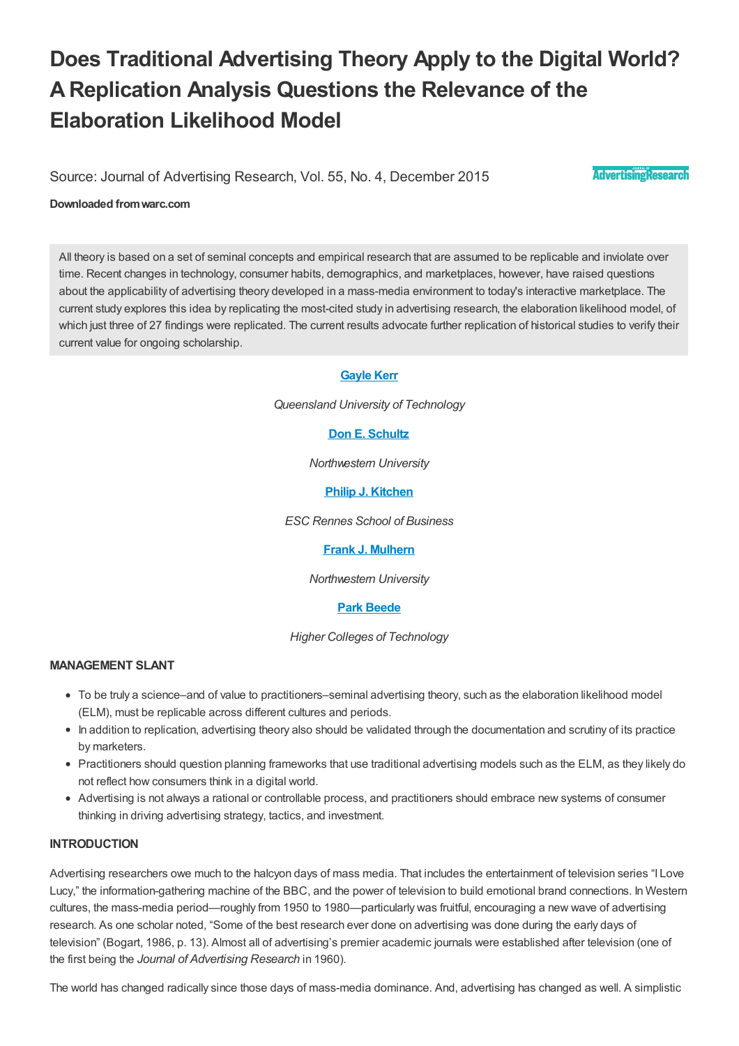# Does Traditional Advertising Theory Apply to the Digital World? A Replication Analysis Questions the Relevance of the Elaboration Likelihood Model

Source: Journal of Advertising Research, Vol. 55, No. 4, December 2015

**Downloaded from warc.com**

All theory is based on a set of seminal concepts and empirical research that are assumed to be replicable and inviolate over time. Recent changes in technology, consumer habits, demographics, and marketplaces, however, have raised questions about the applicability of advertising theory developed in a mass-media environment to today's interactive marketplace. The current study explores this idea by replicating the most-cited study in advertising research, the elaboration likelihood model, of which just three of 27 findings were replicated. The current results advocate further replication of historical studies to verify their current value for ongoing scholarship.

**Gayle Kerr**

*Queensland University of Technology*

**Don E. Schultz**

*Northwestern University*

**Philip J. Kitchen**

*ESC Rennes School of Business*

**Frank J. Mulhern**

*Northwestern University*

**Park Beede**

*Higher Colleges of Technology*

## MANAGEMENT SLANT

- To be truly a science–and of value to practitioners–seminal advertising theory, such as the elaboration likelihood model (ELM), must be replicable across different cultures and periods.
- In addition to replication, advertising theory also should be validated through the documentation and scrutiny of its practice by marketers.
- Practitioners should question planning frameworks that use traditional advertising models such as the ELM, as they likely do not reflect how consumers think in a digital world.
- Advertising is not always a rational or controllable process, and practitioners should embrace new systems of consumer thinking in driving advertising strategy, tactics, and investment.

## INTRODUCTION

Advertising researchers owe much to the halcyon days of mass media. That includes the entertainment of television series "I Love Lucy," the information-gathering machine of the BBC, and the power of television to build emotional brand connections. In Western cultures, the mass-media period—roughly from 1950 to 1980—particularly was fruitful, encouraging a new wave of advertising research. As one scholar noted, "Some of the best research ever done on advertising was done during the early days of television" (Bogart, 1986, p. 13). Almost all of advertising's premier academic journals were established after television (one of the first being the *Journal of Advertising Research* in 1960).

The world has changed radically since those days of mass-media dominance. And, advertising has changed as well. A simplistic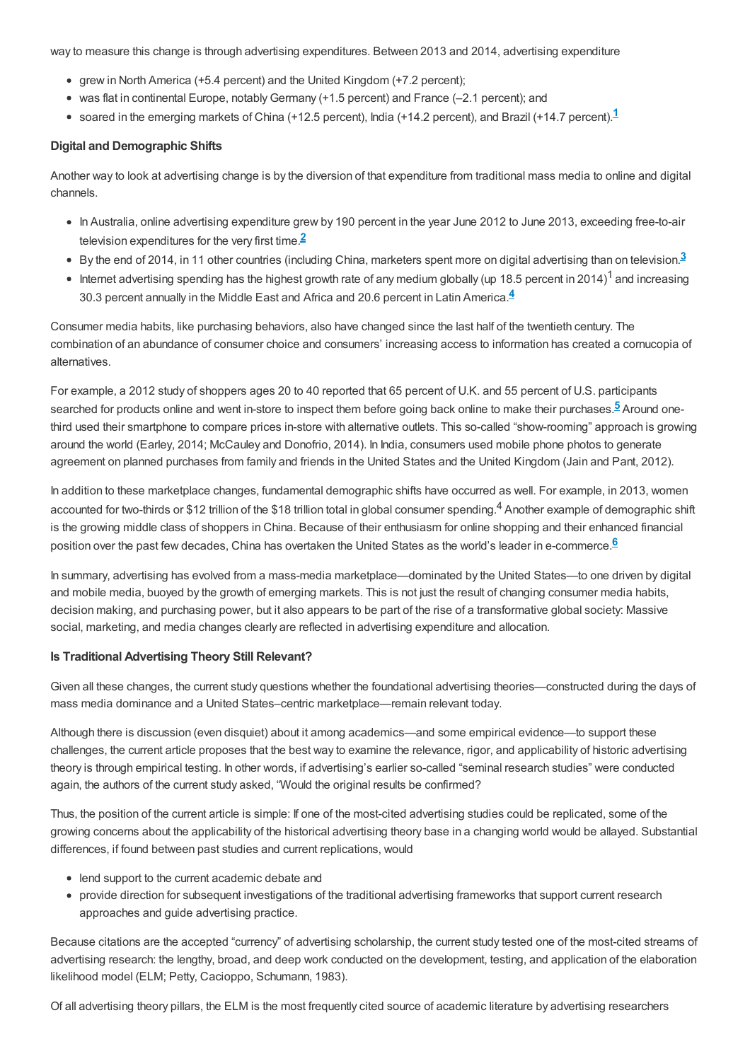way to measure this change is through advertising expenditures. Between 2013 and 2014, advertising expenditure

- grew in North America (+5.4 percent) and the United Kingdom (+7.2 percent);
- was flat in continental Europe, notably Germany (+1.5 percent) and France (–2.1 percent); and
- soared in the emerging markets of China (+12.5 percent), India (+14.2 percent), and Brazil (+14.7 percent).[1]

**Digital and Demographic Shifts**

Another way to look at advertising change is by the diversion of that expenditure from traditional mass media to online and digital channels.

- In Australia, online advertising expenditure grew by 190 percent in the year June 2012 to June 2013, exceeding free-to-air television expenditures for the very first time.[2]
- By the end of 2014, in 11 other countries (including China, marketers spent more on digital advertising than on television.[3]
- Internet advertising spending has the highest growth rate of any medium globally (up 18.5 percent in 2014)[1] and increasing 30.3 percent annually in the Middle East and Africa and 20.6 percent in Latin America.[4]

Consumer media habits, like purchasing behaviors, also have changed since the last half of the twentieth century. The combination of an abundance of consumer choice and consumers' increasing access to information has created a cornucopia of alternatives.

For example, a 2012 study of shoppers ages 20 to 40 reported that 65 percent of U.K. and 55 percent of U.S. participants searched for products online and went in-store to inspect them before going back online to make their purchases.[5] Around one-third used their smartphone to compare prices in-store with alternative outlets. This so-called "show-rooming" approach is growing around the world (Earley, 2014; McCauley and Donofrio, 2014). In India, consumers used mobile phone photos to generate agreement on planned purchases from family and friends in the United States and the United Kingdom (Jain and Pant, 2012).

In addition to these marketplace changes, fundamental demographic shifts have occurred as well. For example, in 2013, women accounted for two-thirds or $12 trillion of the $18 trillion total in global consumer spending.[4] Another example of demographic shift is the growing middle class of shoppers in China. Because of their enthusiasm for online shopping and their enhanced financial position over the past few decades, China has overtaken the United States as the world's leader in e-commerce.[6]

In summary, advertising has evolved from a mass-media marketplace—dominated by the United States—to one driven by digital and mobile media, buoyed by the growth of emerging markets. This is not just the result of changing consumer media habits, decision making, and purchasing power, but it also appears to be part of the rise of a transformative global society: Massive social, marketing, and media changes clearly are reflected in advertising expenditure and allocation.

**Is Traditional Advertising Theory Still Relevant?**

Given all these changes, the current study questions whether the foundational advertising theories—constructed during the days of mass media dominance and a United States–centric marketplace—remain relevant today.

Although there is discussion (even disquiet) about it among academics—and some empirical evidence—to support these challenges, the current article proposes that the best way to examine the relevance, rigor, and applicability of historic advertising theory is through empirical testing. In other words, if advertising's earlier so-called "seminal research studies" were conducted again, the authors of the current study asked, "Would the original results be confirmed?

Thus, the position of the current article is simple: If one of the most-cited advertising studies could be replicated, some of the growing concerns about the applicability of the historical advertising theory base in a changing world would be allayed. Substantial differences, if found between past studies and current replications, would

- lend support to the current academic debate and
- provide direction for subsequent investigations of the traditional advertising frameworks that support current research approaches and guide advertising practice.

Because citations are the accepted "currency" of advertising scholarship, the current study tested one of the most-cited streams of advertising research: the lengthy, broad, and deep work conducted on the development, testing, and application of the elaboration likelihood model (ELM; Petty, Cacioppo, Schumann, 1983).

Of all advertising theory pillars, the ELM is the most frequently cited source of academic literature by advertising researchers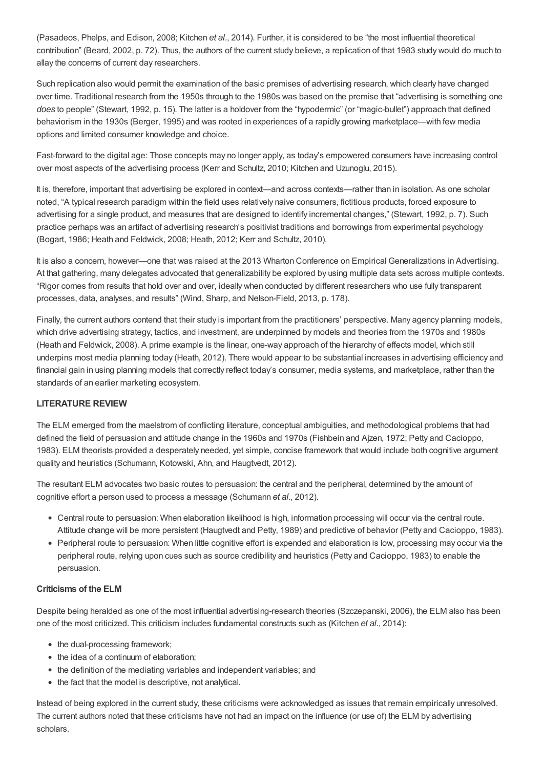(Pasadeos, Phelps, and Edison, 2008; Kitchen *et al*., 2014). Further, it is considered to be "the most influential theoretical contribution" (Beard, 2002, p. 72). Thus, the authors of the current study believe, a replication of that 1983 study would do much to allay the concerns of current day researchers.

Such replication also would permit the examination of the basic premises of advertising research, which clearly have changed over time. Traditional research from the 1950s through to the 1980s was based on the premise that "advertising is something one *does* to people" (Stewart, 1992, p. 15). The latter is a holdover from the "hypodermic" (or "magic-bullet") approach that defined behaviorism in the 1930s (Berger, 1995) and was rooted in experiences of a rapidly growing marketplace—with few media options and limited consumer knowledge and choice.

Fast-forward to the digital age: Those concepts may no longer apply, as today's empowered consumers have increasing control over most aspects of the advertising process (Kerr and Schultz, 2010; Kitchen and Uzunoglu, 2015).

It is, therefore, important that advertising be explored in context—and across contexts—rather than in isolation. As one scholar noted, "A typical research paradigm within the field uses relatively naive consumers, fictitious products, forced exposure to advertising for a single product, and measures that are designed to identify incremental changes," (Stewart, 1992, p. 7). Such practice perhaps was an artifact of advertising research's positivist traditions and borrowings from experimental psychology (Bogart, 1986; Heath and Feldwick, 2008; Heath, 2012; Kerr and Schultz, 2010).

It is also a concern, however—one that was raised at the 2013 Wharton Conference on Empirical Generalizations in Advertising. At that gathering, many delegates advocated that generalizability be explored by using multiple data sets across multiple contexts. "Rigor comes from results that hold over and over, ideally when conducted by different researchers who use fully transparent processes, data, analyses, and results" (Wind, Sharp, and Nelson-Field, 2013, p. 178).

Finally, the current authors contend that their study is important from the practitioners' perspective. Many agency planning models, which drive advertising strategy, tactics, and investment, are underpinned by models and theories from the 1970s and 1980s (Heath and Feldwick, 2008). A prime example is the linear, one-way approach of the hierarchy of effects model, which still underpins most media planning today (Heath, 2012). There would appear to be substantial increases in advertising efficiency and financial gain in using planning models that correctly reflect today's consumer, media systems, and marketplace, rather than the standards of an earlier marketing ecosystem.

## LITERATURE REVIEW

The ELM emerged from the maelstrom of conflicting literature, conceptual ambiguities, and methodological problems that had defined the field of persuasion and attitude change in the 1960s and 1970s (Fishbein and Ajzen, 1972; Petty and Cacioppo, 1983). ELM theorists provided a desperately needed, yet simple, concise framework that would include both cognitive argument quality and heuristics (Schumann, Kotowski, Ahn, and Haugtvedt, 2012).

The resultant ELM advocates two basic routes to persuasion: the central and the peripheral, determined by the amount of cognitive effort a person used to process a message (Schumann *et al*., 2012).

- Central route to persuasion: When elaboration likelihood is high, information processing will occur via the central route. Attitude change will be more persistent (Haugtvedt and Petty, 1989) and predictive of behavior (Petty and Cacioppo, 1983).
- Peripheral route to persuasion: When little cognitive effort is expended and elaboration is low, processing may occur via the peripheral route, relying upon cues such as source credibility and heuristics (Petty and Cacioppo, 1983) to enable the persuasion.

### Criticisms of the ELM

Despite being heralded as one of the most influential advertising-research theories (Szczepanski, 2006), the ELM also has been one of the most criticized. This criticism includes fundamental constructs such as (Kitchen *et al*., 2014):

- the dual-processing framework;
- the idea of a continuum of elaboration;
- the definition of the mediating variables and independent variables; and
- the fact that the model is descriptive, not analytical.

Instead of being explored in the current study, these criticisms were acknowledged as issues that remain empirically unresolved. The current authors noted that these criticisms have not had an impact on the influence (or use of) the ELM by advertising scholars.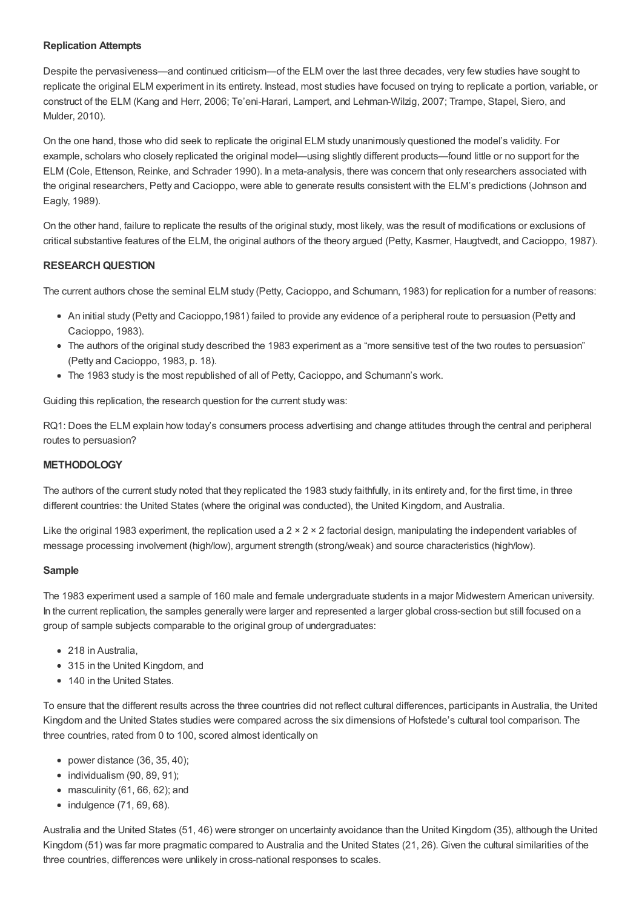**Replication Attempts**

Despite the pervasiveness—and continued criticism—of the ELM over the last three decades, very few studies have sought to replicate the original ELM experiment in its entirety. Instead, most studies have focused on trying to replicate a portion, variable, or construct of the ELM (Kang and Herr, 2006; Te'eni-Harari, Lampert, and Lehman-Wilzig, 2007; Trampe, Stapel, Siero, and Mulder, 2010).

On the one hand, those who did seek to replicate the original ELM study unanimously questioned the model's validity. For example, scholars who closely replicated the original model—using slightly different products—found little or no support for the ELM (Cole, Ettenson, Reinke, and Schrader 1990). In a meta-analysis, there was concern that only researchers associated with the original researchers, Petty and Cacioppo, were able to generate results consistent with the ELM's predictions (Johnson and Eagly, 1989).

On the other hand, failure to replicate the results of the original study, most likely, was the result of modifications or exclusions of critical substantive features of the ELM, the original authors of the theory argued (Petty, Kasmer, Haugtvedt, and Cacioppo, 1987).

## RESEARCH QUESTION

The current authors chose the seminal ELM study (Petty, Cacioppo, and Schumann, 1983) for replication for a number of reasons:

- An initial study (Petty and Cacioppo,1981) failed to provide any evidence of a peripheral route to persuasion (Petty and Cacioppo, 1983).
- The authors of the original study described the 1983 experiment as a "more sensitive test of the two routes to persuasion" (Petty and Cacioppo, 1983, p. 18).
- The 1983 study is the most republished of all of Petty, Cacioppo, and Schumann's work.

Guiding this replication, the research question for the current study was:

RQ1: Does the ELM explain how today's consumers process advertising and change attitudes through the central and peripheral routes to persuasion?

## METHODOLOGY

The authors of the current study noted that they replicated the 1983 study faithfully, in its entirety and, for the first time, in three different countries: the United States (where the original was conducted), the United Kingdom, and Australia.

Like the original 1983 experiment, the replication used a 2 × 2 × 2 factorial design, manipulating the independent variables of message processing involvement (high/low), argument strength (strong/weak) and source characteristics (high/low).

**Sample**

The 1983 experiment used a sample of 160 male and female undergraduate students in a major Midwestern American university. In the current replication, the samples generally were larger and represented a larger global cross-section but still focused on a group of sample subjects comparable to the original group of undergraduates:

- 218 in Australia,
- 315 in the United Kingdom, and
- 140 in the United States.

To ensure that the different results across the three countries did not reflect cultural differences, participants in Australia, the United Kingdom and the United States studies were compared across the six dimensions of Hofstede's cultural tool comparison. The three countries, rated from 0 to 100, scored almost identically on

- power distance (36, 35, 40);
- individualism (90, 89, 91);
- masculinity (61, 66, 62); and
- indulgence (71, 69, 68).

Australia and the United States (51, 46) were stronger on uncertainty avoidance than the United Kingdom (35), although the United Kingdom (51) was far more pragmatic compared to Australia and the United States (21, 26). Given the cultural similarities of the three countries, differences were unlikely in cross-national responses to scales.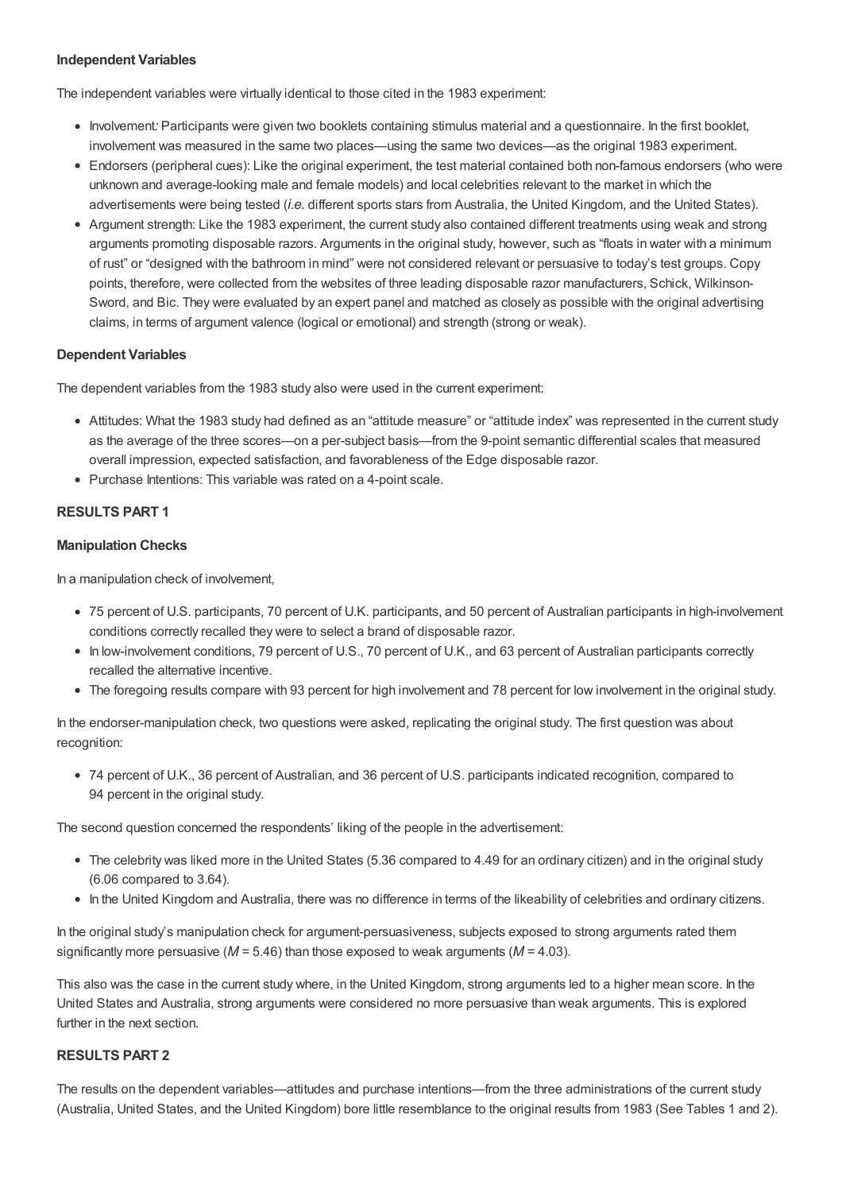**Independent Variables**

The independent variables were virtually identical to those cited in the 1983 experiment:

- Involvement*:* Participants were given two booklets containing stimulus material and a questionnaire. In the first booklet, involvement was measured in the same two places—using the same two devices—as the original 1983 experiment.
- Endorsers (peripheral cues): Like the original experiment, the test material contained both non-famous endorsers (who were unknown and average-looking male and female models) and local celebrities relevant to the market in which the advertisements were being tested (*i.e.* different sports stars from Australia, the United Kingdom, and the United States).
- Argument strength: Like the 1983 experiment, the current study also contained different treatments using weak and strong arguments promoting disposable razors. Arguments in the original study, however, such as "floats in water with a minimum of rust" or "designed with the bathroom in mind" were not considered relevant or persuasive to today's test groups. Copy points, therefore, were collected from the websites of three leading disposable razor manufacturers, Schick, Wilkinson-Sword, and Bic. They were evaluated by an expert panel and matched as closely as possible with the original advertising claims, in terms of argument valence (logical or emotional) and strength (strong or weak).

**Dependent Variables**

The dependent variables from the 1983 study also were used in the current experiment:

- Attitudes: What the 1983 study had defined as an "attitude measure" or "attitude index" was represented in the current study as the average of the three scores—on a per-subject basis—from the 9-point semantic differential scales that measured overall impression, expected satisfaction, and favorableness of the Edge disposable razor.
- Purchase Intentions: This variable was rated on a 4-point scale.

**RESULTS PART 1**

**Manipulation Checks**

In a manipulation check of involvement,

- 75 percent of U.S. participants, 70 percent of U.K. participants, and 50 percent of Australian participants in high-involvement conditions correctly recalled they were to select a brand of disposable razor.
- In low-involvement conditions, 79 percent of U.S., 70 percent of U.K., and 63 percent of Australian participants correctly recalled the alternative incentive.
- The foregoing results compare with 93 percent for high involvement and 78 percent for low involvement in the original study.

In the endorser-manipulation check, two questions were asked, replicating the original study. The first question was about recognition:

- 74 percent of U.K., 36 percent of Australian, and 36 percent of U.S. participants indicated recognition, compared to 94 percent in the original study.

The second question concerned the respondents' liking of the people in the advertisement:

- The celebrity was liked more in the United States (5.36 compared to 4.49 for an ordinary citizen) and in the original study (6.06 compared to 3.64).
- In the United Kingdom and Australia, there was no difference in terms of the likeability of celebrities and ordinary citizens.

In the original study's manipulation check for argument-persuasiveness, subjects exposed to strong arguments rated them significantly more persuasive ($M = 5.46$) than those exposed to weak arguments ($M = 4.03$).

This also was the case in the current study where, in the United Kingdom, strong arguments led to a higher mean score. In the United States and Australia, strong arguments were considered no more persuasive than weak arguments. This is explored further in the next section.

**RESULTS PART 2**

The results on the dependent variables—attitudes and purchase intentions—from the three administrations of the current study (Australia, United States, and the United Kingdom) bore little resemblance to the original results from 1983 (See Tables 1 and 2).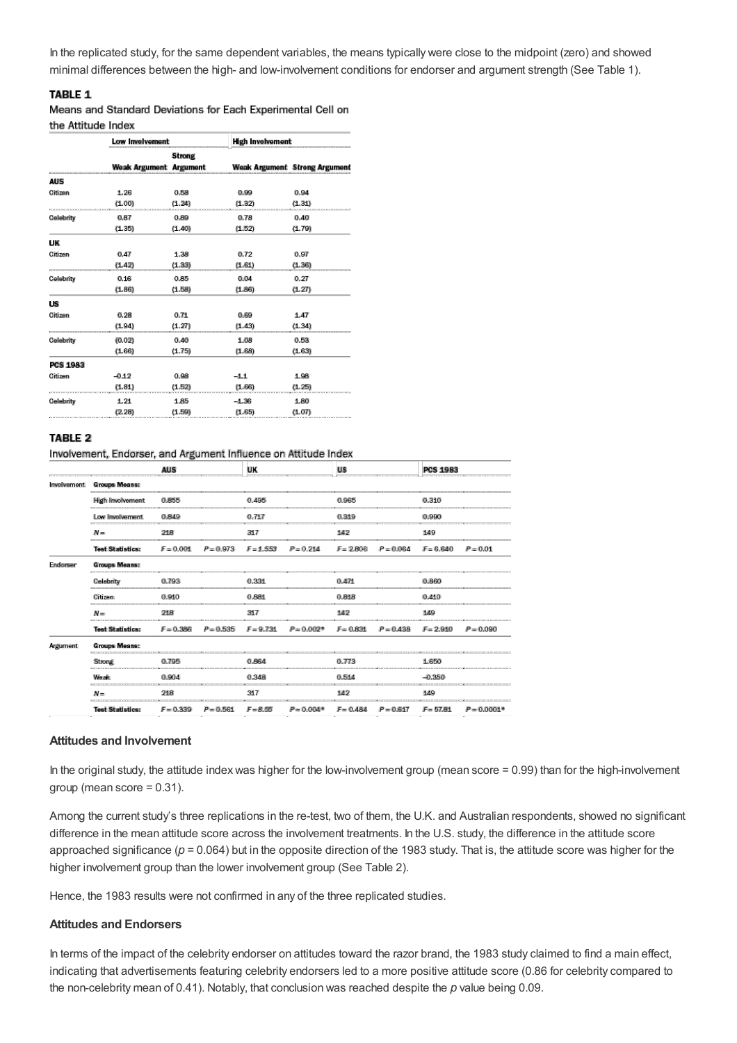In the replicated study, for the same dependent variables, the means typically were close to the midpoint (zero) and showed minimal differences between the high- and low-involvement conditions for endorser and argument strength (See Table 1).

**TABLE 1**

Means and Standard Deviations for Each Experimental Cell on the Attitude Index

| | Low Involvement | | High Involvement | |
|---|---|---|---|---|
| | Weak Argument | Strong Argument | Weak Argument | Strong Argument |
| **AUS** | | | | |
| Citizen | 1.26 | 0.58 | 0.99 | 0.94 |
| | (1.00) | (1.24) | (1.32) | (1.31) |
| Celebrity | 0.87 | 0.89 | 0.78 | 0.40 |
| | (1.35) | (1.40) | (1.52) | (1.79) |
| **UK** | | | | |
| Citizen | 0.47 | 1.38 | 0.72 | 0.97 |
| | (1.42) | (1.33) | (1.61) | (1.36) |
| Celebrity | 0.16 | 0.85 | 0.04 | 0.27 |
| | (1.86) | (1.58) | (1.86) | (1.27) |
| **US** | | | | |
| Citizen | 0.28 | 0.71 | 0.69 | 1.47 |
| | (1.94) | (1.27) | (1.43) | (1.34) |
| Celebrity | (0.02) | 0.40 | 1.08 | 0.53 |
| | (1.66) | (1.75) | (1.68) | (1.63) |
| **PCS 1983** | | | | |
| Citizen | –0.12 | 0.98 | –1.1 | 1.98 |
| | (1.81) | (1.52) | (1.66) | (1.25) |
| Celebrity | 1.21 | 1.85 | –1.36 | 1.80 |
| | (2.28) | (1.59) | (1.65) | (1.07) |

**TABLE 2**

Involvement, Endorser, and Argument Influence on Attitude Index

| | | AUS | | UK | | US | | PCS 1983 | |
|---|---|---|---|---|---|---|---|---|---|
| Involvement | **Groups Means:** | | | | | | | | |
| | High Involvement | 0.855 | | 0.495 | | 0.965 | | 0.310 | |
| | Low Involvement | 0.849 | | 0.717 | | 0.319 | | 0.990 | |
| | $N=$ | 218 | | 317 | | 142 | | 149 | |
| | **Test Statistics:** | $F=0.001$ | $P=0.973$ | $F=1.553$ | $P=0.214$ | $F=2.806$ | $P=0.064$ | $F=6.640$ | $P=0.01$ |
| Endorser | **Groups Means:** | | | | | | | | |
| | Celebrity | 0.793 | | 0.331 | | 0.471 | | 0.860 | |
| | Citizen | 0.910 | | 0.881 | | 0.818 | | 0.410 | |
| | $N=$ | 218 | | 317 | | 142 | | 149 | |
| | **Test Statistics:** | $F=0.386$ | $P=0.535$ | $F=9.731$ | $P=0.002$* | $F=0.831$ | $P=0.438$ | $F=2.910$ | $P=0.090$ |
| Argument | **Groups Means:** | | | | | | | | |
| | Strong | 0.795 | | 0.864 | | 0.773 | | 1.650 | |
| | Weak | 0.904 | | 0.348 | | 0.514 | | –0.350 | |
| | $N=$ | 218 | | 317 | | 142 | | 149 | |
| | **Test Statistics:** | $F=0.339$ | $P=0.561$ | $F=8.55$ | $P=0.004$* | $F=0.484$ | $P=0.617$ | $F=57.81$ | $P=0.0001$* |

### Attitudes and Involvement

In the original study, the attitude index was higher for the low-involvement group (mean score = 0.99) than for the high-involvement group (mean score = 0.31).

Among the current study's three replications in the re-test, two of them, the U.K. and Australian respondents, showed no significant difference in the mean attitude score across the involvement treatments. In the U.S. study, the difference in the attitude score approached significance ($p = 0.064$) but in the opposite direction of the 1983 study. That is, the attitude score was higher for the higher involvement group than the lower involvement group (See Table 2).

Hence, the 1983 results were not confirmed in any of the three replicated studies.

### Attitudes and Endorsers

In terms of the impact of the celebrity endorser on attitudes toward the razor brand, the 1983 study claimed to find a main effect, indicating that advertisements featuring celebrity endorsers led to a more positive attitude score (0.86 for celebrity compared to the non-celebrity mean of 0.41). Notably, that conclusion was reached despite the $p$ value being 0.09.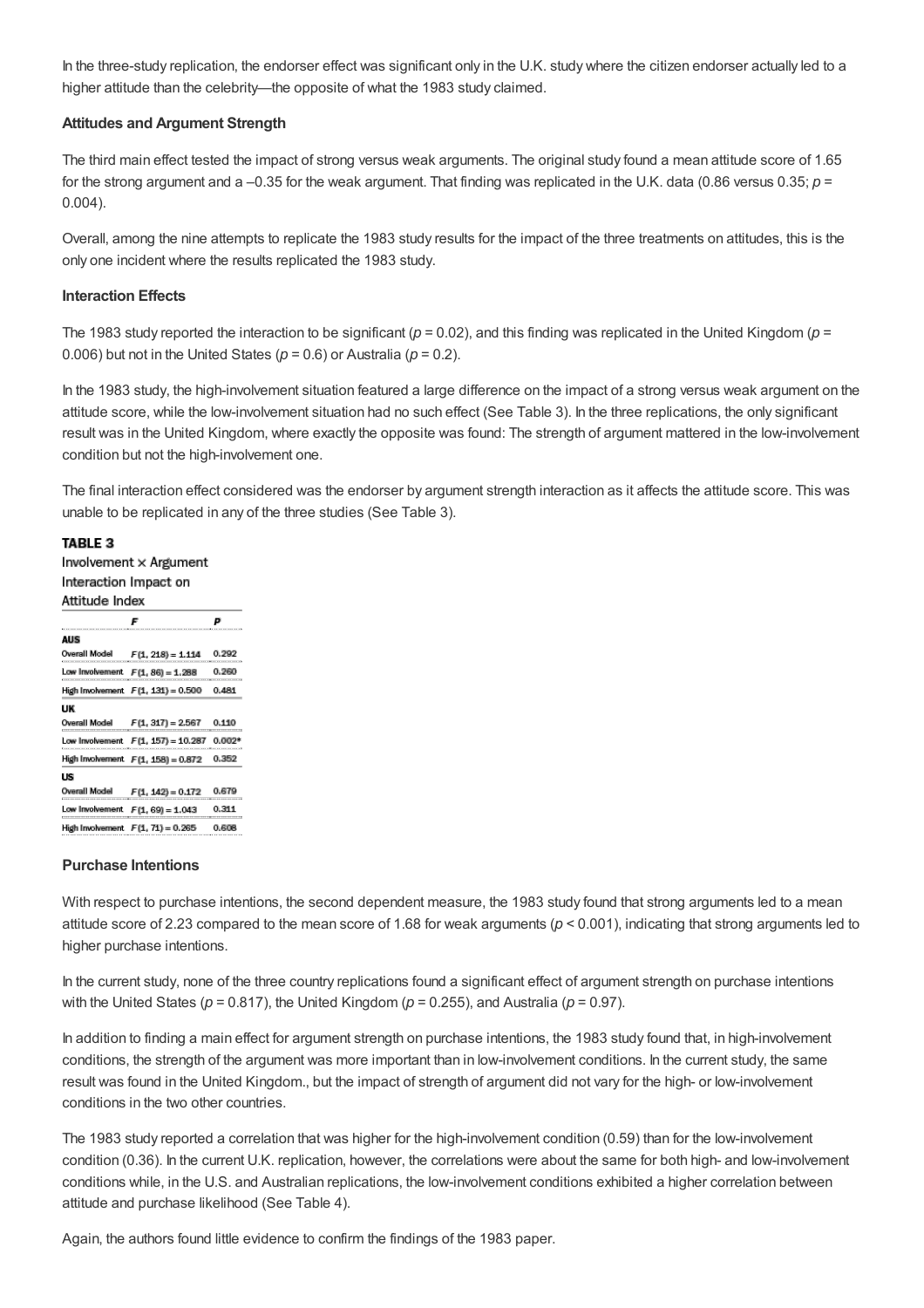In the three-study replication, the endorser effect was significant only in the U.K. study where the citizen endorser actually led to a higher attitude than the celebrity—the opposite of what the 1983 study claimed.

### Attitudes and Argument Strength

The third main effect tested the impact of strong versus weak arguments. The original study found a mean attitude score of 1.65 for the strong argument and a –0.35 for the weak argument. That finding was replicated in the U.K. data (0.86 versus 0.35; $p = 0.004$).

Overall, among the nine attempts to replicate the 1983 study results for the impact of the three treatments on attitudes, this is the only one incident where the results replicated the 1983 study.

### Interaction Effects

The 1983 study reported the interaction to be significant ($p = 0.02$), and this finding was replicated in the United Kingdom ($p = 0.006$) but not in the United States ($p = 0.6$) or Australia ($p = 0.2$).

In the 1983 study, the high-involvement situation featured a large difference on the impact of a strong versus weak argument on the attitude score, while the low-involvement situation had no such effect (See Table 3). In the three replications, the only significant result was in the United Kingdom, where exactly the opposite was found: The strength of argument mattered in the low-involvement condition but not the high-involvement one.

The final interaction effect considered was the endorser by argument strength interaction as it affects the attitude score. This was unable to be replicated in any of the three studies (See Table 3).

**TABLE 3**
Involvement × Argument Interaction Impact on Attitude Index

| | *F* | *P* |
|---|---|---|
| **AUS** | | |
| Overall Model | $F(1, 218) = 1.114$ | 0.292 |
| Low Involvement | $F(1, 86) = 1.288$ | 0.260 |
| High Involvement | $F(1, 131) = 0.500$ | 0.481 |
| **UK** | | |
| Overall Model | $F(1, 317) = 2.567$ | 0.110 |
| Low Involvement | $F(1, 157) = 10.287$ | 0.002* |
| High Involvement | $F(1, 158) = 0.872$ | 0.352 |
| **US** | | |
| Overall Model | $F(1, 142) = 0.172$ | 0.679 |
| Low Involvement | $F(1, 69) = 1.043$ | 0.311 |
| High Involvement | $F(1, 71) = 0.265$ | 0.608 |

### Purchase Intentions

With respect to purchase intentions, the second dependent measure, the 1983 study found that strong arguments led to a mean attitude score of 2.23 compared to the mean score of 1.68 for weak arguments ($p < 0.001$), indicating that strong arguments led to higher purchase intentions.

In the current study, none of the three country replications found a significant effect of argument strength on purchase intentions with the United States ($p = 0.817$), the United Kingdom ($p = 0.255$), and Australia ($p = 0.97$).

In addition to finding a main effect for argument strength on purchase intentions, the 1983 study found that, in high-involvement conditions, the strength of the argument was more important than in low-involvement conditions. In the current study, the same result was found in the United Kingdom., but the impact of strength of argument did not vary for the high- or low-involvement conditions in the two other countries.

The 1983 study reported a correlation that was higher for the high-involvement condition (0.59) than for the low-involvement condition (0.36). In the current U.K. replication, however, the correlations were about the same for both high- and low-involvement conditions while, in the U.S. and Australian replications, the low-involvement conditions exhibited a higher correlation between attitude and purchase likelihood (See Table 4).

Again, the authors found little evidence to confirm the findings of the 1983 paper.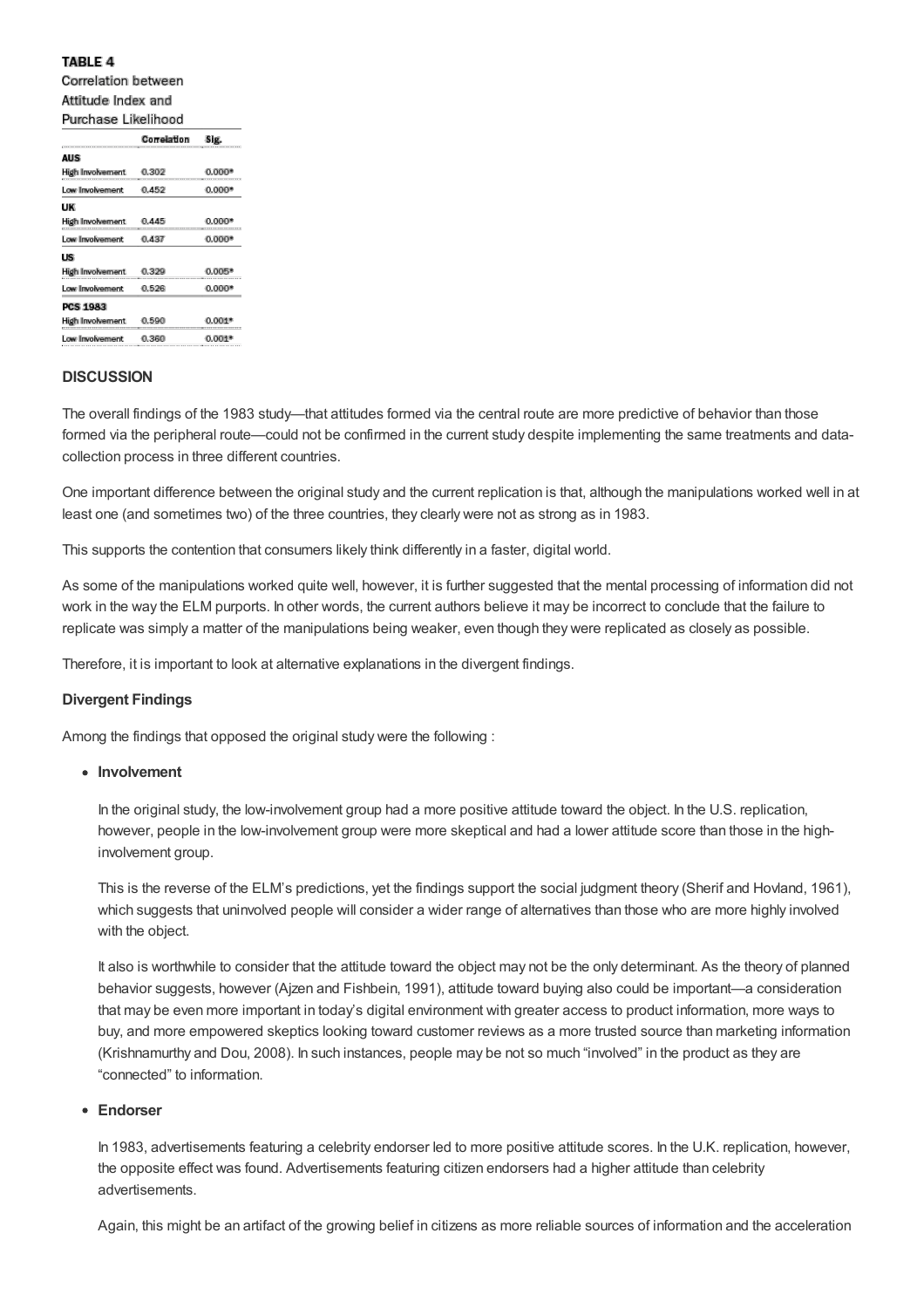**TABLE 4**
Correlation between Attitude Index and Purchase Likelihood

| | Correlation | Sig. |
|---|---|---|
| **AUS** | | |
| High Involvement | 0.302 | 0.000* |
| Low Involvement | 0.452 | 0.000* |
| **UK** | | |
| High Involvement | 0.445 | 0.000* |
| Low Involvement | 0.437 | 0.000* |
| **US** | | |
| High Involvement | 0.329 | 0.005* |
| Low Involvement | 0.526 | 0.000* |
| **PCS 1983** | | |
| High Involvement | 0.590 | 0.001* |
| Low Involvement | 0.360 | 0.001* |

## DISCUSSION

The overall findings of the 1983 study—that attitudes formed via the central route are more predictive of behavior than those formed via the peripheral route—could not be confirmed in the current study despite implementing the same treatments and data-collection process in three different countries.

One important difference between the original study and the current replication is that, although the manipulations worked well in at least one (and sometimes two) of the three countries, they clearly were not as strong as in 1983.

This supports the contention that consumers likely think differently in a faster, digital world.

As some of the manipulations worked quite well, however, it is further suggested that the mental processing of information did not work in the way the ELM purports. In other words, the current authors believe it may be incorrect to conclude that the failure to replicate was simply a matter of the manipulations being weaker, even though they were replicated as closely as possible.

Therefore, it is important to look at alternative explanations in the divergent findings.

### Divergent Findings

Among the findings that opposed the original study were the following :

- **Involvement**

  In the original study, the low-involvement group had a more positive attitude toward the object. In the U.S. replication, however, people in the low-involvement group were more skeptical and had a lower attitude score than those in the high-involvement group.

  This is the reverse of the ELM's predictions, yet the findings support the social judgment theory (Sherif and Hovland, 1961), which suggests that uninvolved people will consider a wider range of alternatives than those who are more highly involved with the object.

  It also is worthwhile to consider that the attitude toward the object may not be the only determinant. As the theory of planned behavior suggests, however (Ajzen and Fishbein, 1991), attitude toward buying also could be important—a consideration that may be even more important in today's digital environment with greater access to product information, more ways to buy, and more empowered skeptics looking toward customer reviews as a more trusted source than marketing information (Krishnamurthy and Dou, 2008). In such instances, people may be not so much "involved" in the product as they are "connected" to information.

- **Endorser**

  In 1983, advertisements featuring a celebrity endorser led to more positive attitude scores. In the U.K. replication, however, the opposite effect was found. Advertisements featuring citizen endorsers had a higher attitude than celebrity advertisements.

  Again, this might be an artifact of the growing belief in citizens as more reliable sources of information and the acceleration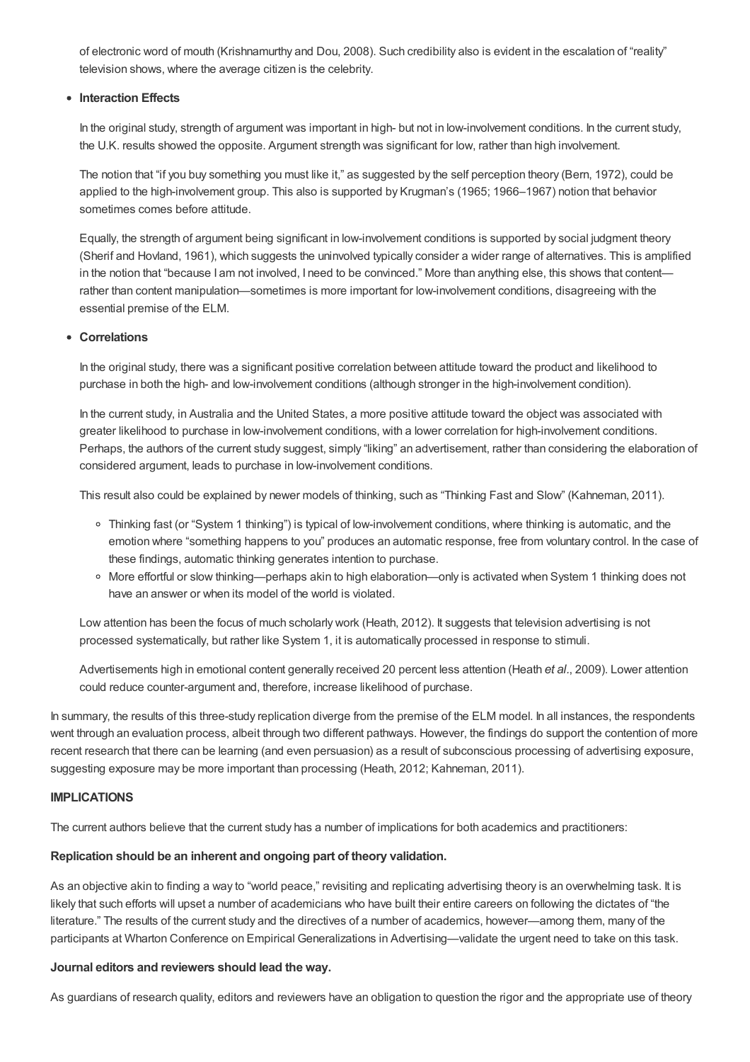of electronic word of mouth (Krishnamurthy and Dou, 2008). Such credibility also is evident in the escalation of "reality" television shows, where the average citizen is the celebrity.

- **Interaction Effects**

  In the original study, strength of argument was important in high- but not in low-involvement conditions. In the current study, the U.K. results showed the opposite. Argument strength was significant for low, rather than high involvement.

  The notion that "if you buy something you must like it," as suggested by the self perception theory (Bem, 1972), could be applied to the high-involvement group. This also is supported by Krugman's (1965; 1966–1967) notion that behavior sometimes comes before attitude.

  Equally, the strength of argument being significant in low-involvement conditions is supported by social judgment theory (Sherif and Hovland, 1961), which suggests the uninvolved typically consider a wider range of alternatives. This is amplified in the notion that "because I am not involved, I need to be convinced." More than anything else, this shows that content—rather than content manipulation—sometimes is more important for low-involvement conditions, disagreeing with the essential premise of the ELM.

- **Correlations**

  In the original study, there was a significant positive correlation between attitude toward the product and likelihood to purchase in both the high- and low-involvement conditions (although stronger in the high-involvement condition).

  In the current study, in Australia and the United States, a more positive attitude toward the object was associated with greater likelihood to purchase in low-involvement conditions, with a lower correlation for high-involvement conditions. Perhaps, the authors of the current study suggest, simply "liking" an advertisement, rather than considering the elaboration of considered argument, leads to purchase in low-involvement conditions.

  This result also could be explained by newer models of thinking, such as "Thinking Fast and Slow" (Kahneman, 2011).

  - Thinking fast (or "System 1 thinking") is typical of low-involvement conditions, where thinking is automatic, and the emotion where "something happens to you" produces an automatic response, free from voluntary control. In the case of these findings, automatic thinking generates intention to purchase.
  - More effortful or slow thinking—perhaps akin to high elaboration—only is activated when System 1 thinking does not have an answer or when its model of the world is violated.

  Low attention has been the focus of much scholarly work (Heath, 2012). It suggests that television advertising is not processed systematically, but rather like System 1, it is automatically processed in response to stimuli.

  Advertisements high in emotional content generally received 20 percent less attention (Heath *et al*., 2009). Lower attention could reduce counter-argument and, therefore, increase likelihood of purchase.

In summary, the results of this three-study replication diverge from the premise of the ELM model. In all instances, the respondents went through an evaluation process, albeit through two different pathways. However, the findings do support the contention of more recent research that there can be learning (and even persuasion) as a result of subconscious processing of advertising exposure, suggesting exposure may be more important than processing (Heath, 2012; Kahneman, 2011).

## IMPLICATIONS

The current authors believe that the current study has a number of implications for both academics and practitioners:

### Replication should be an inherent and ongoing part of theory validation.

As an objective akin to finding a way to "world peace," revisiting and replicating advertising theory is an overwhelming task. It is likely that such efforts will upset a number of academicians who have built their entire careers on following the dictates of "the literature." The results of the current study and the directives of a number of academics, however—among them, many of the participants at Wharton Conference on Empirical Generalizations in Advertising—validate the urgent need to take on this task.

### Journal editors and reviewers should lead the way.

As guardians of research quality, editors and reviewers have an obligation to question the rigor and the appropriate use of theory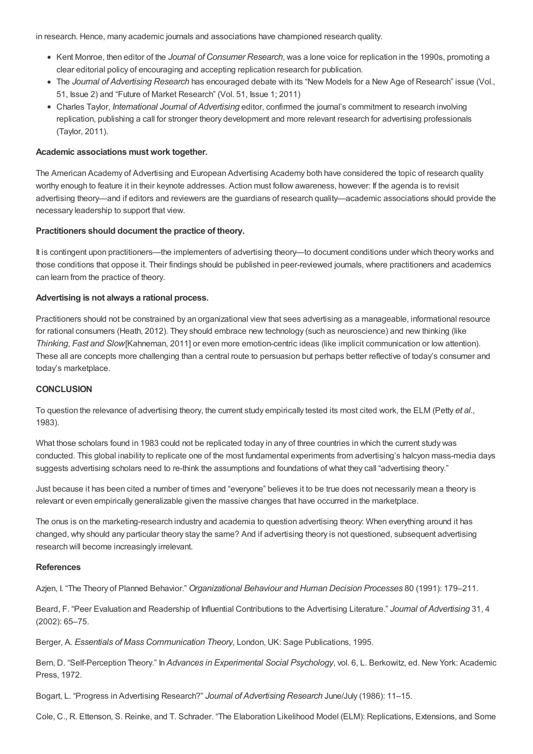in research. Hence, many academic journals and associations have championed research quality.

- Kent Monroe, then editor of the *Journal of Consumer Research*, was a lone voice for replication in the 1990s, promoting a clear editorial policy of encouraging and accepting replication research for publication.
- The *Journal of Advertising Research* has encouraged debate with its "New Models for a New Age of Research" issue (Vol., 51, Issue 2) and "Future of Market Research" (Vol. 51, Issue 1; 2011)
- Charles Taylor, *International Journal of Advertising* editor, confirmed the journal's commitment to research involving replication, publishing a call for stronger theory development and more relevant research for advertising professionals (Taylor, 2011).

**Academic associations must work together.**

The American Academy of Advertising and European Advertising Academy both have considered the topic of research quality worthy enough to feature it in their keynote addresses. Action must follow awareness, however: If the agenda is to revisit advertising theory—and if editors and reviewers are the guardians of research quality—academic associations should provide the necessary leadership to support that view.

**Practitioners should document the practice of theory.**

It is contingent upon practitioners—the implementers of advertising theory—to document conditions under which theory works and those conditions that oppose it. Their findings should be published in peer-reviewed journals, where practitioners and academics can learn from the practice of theory.

**Advertising is not always a rational process.**

Practitioners should not be constrained by an organizational view that sees advertising as a manageable, informational resource for rational consumers (Heath, 2012). They should embrace new technology (such as neuroscience) and new thinking (like *Thinking, Fast and Slow*[Kahneman, 2011] or even more emotion-centric ideas (like implicit communication or low attention). These all are concepts more challenging than a central route to persuasion but perhaps better reflective of today's consumer and today's marketplace.

## CONCLUSION

To question the relevance of advertising theory, the current study empirically tested its most cited work, the ELM (Petty *et al*., 1983).

What those scholars found in 1983 could not be replicated today in any of three countries in which the current study was conducted. This global inability to replicate one of the most fundamental experiments from advertising's halcyon mass-media days suggests advertising scholars need to re-think the assumptions and foundations of what they call "advertising theory."

Just because it has been cited a number of times and "everyone" believes it to be true does not necessarily mean a theory is relevant or even empirically generalizable given the massive changes that have occurred in the marketplace.

The onus is on the marketing-research industry and academia to question advertising theory: When everything around it has changed, why should any particular theory stay the same? And if advertising theory is not questioned, subsequent advertising research will become increasingly irrelevant.

**References**

Azjen, I. "The Theory of Planned Behavior." *Organizational Behaviour and Human Decision Processes* 80 (1991): 179–211.

Beard, F. "Peer Evaluation and Readership of Influential Contributions to the Advertising Literature." *Journal of Advertising* 31, 4 (2002): 65–75.

Berger, A. *Essentials of Mass Communication Theory*, London, UK: Sage Publications, 1995.

Bern, D. "Self-Perception Theory." In *Advances in Experimental Social Psychology*, vol. 6, L. Berkowitz, ed. New York: Academic Press, 1972.

Bogart, L. "Progress in Advertising Research?" *Journal of Advertising Research* June/July (1986): 11–15.

Cole, C., R. Ettenson, S. Reinke, and T. Schrader. "The Elaboration Likelihood Model (ELM): Replications, Extensions, and Some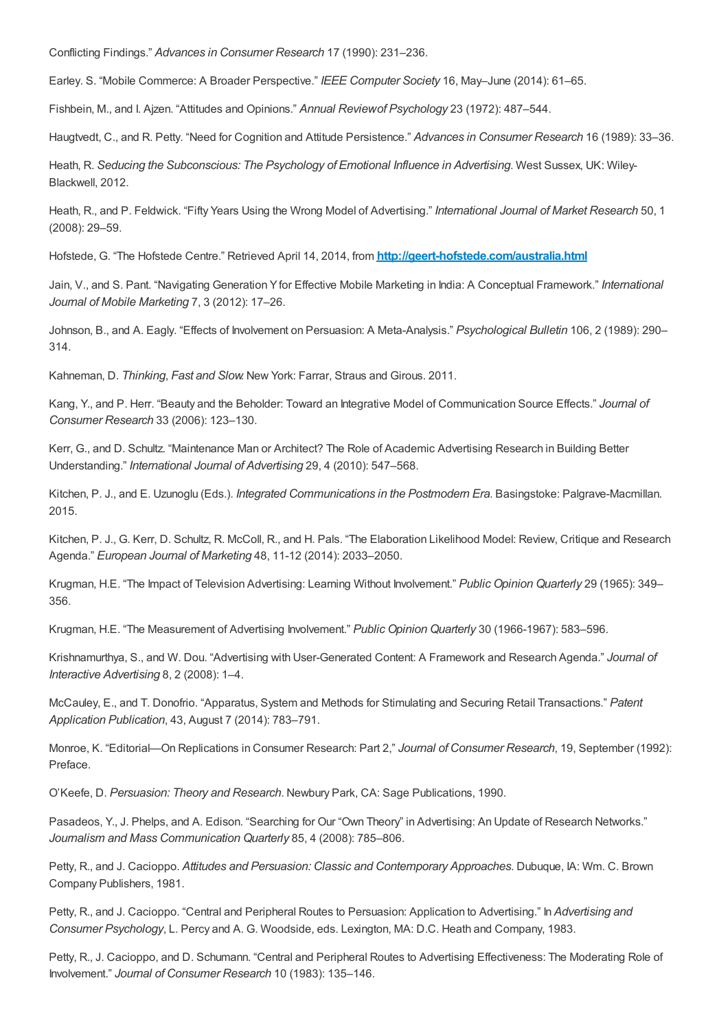Conflicting Findings." *Advances in Consumer Research* 17 (1990): 231–236.

Earley. S. "Mobile Commerce: A Broader Perspective." *IEEE Computer Society* 16, May–June (2014): 61–65.

Fishbein, M., and I. Ajzen. "Attitudes and Opinions." *Annual Reviewof Psychology* 23 (1972): 487–544.

Haugtvedt, C., and R. Petty. "Need for Cognition and Attitude Persistence." *Advances in Consumer Research* 16 (1989): 33–36.

Heath, R. *Seducing the Subconscious: The Psychology of Emotional Influence in Advertising*. West Sussex, UK: Wiley-Blackwell, 2012.

Heath, R., and P. Feldwick. "Fifty Years Using the Wrong Model of Advertising." *International Journal of Market Research* 50, 1 (2008): 29–59.

Hofstede, G. "The Hofstede Centre." Retrieved April 14, 2014, from **http://geert-hofstede.com/australia.html**

Jain, V., and S. Pant. "Navigating Generation Y for Effective Mobile Marketing in India: A Conceptual Framework." *International Journal of Mobile Marketing* 7, 3 (2012): 17–26.

Johnson, B., and A. Eagly. "Effects of Involvement on Persuasion: A Meta-Analysis." *Psychological Bulletin* 106, 2 (1989): 290–314.

Kahneman, D. *Thinking, Fast and Slow.* New York: Farrar, Straus and Girous. 2011.

Kang, Y., and P. Herr. "Beauty and the Beholder: Toward an Integrative Model of Communication Source Effects." *Journal of Consumer Research* 33 (2006): 123–130.

Kerr, G., and D. Schultz. "Maintenance Man or Architect? The Role of Academic Advertising Research in Building Better Understanding." *International Journal of Advertising* 29, 4 (2010): 547–568.

Kitchen, P. J., and E. Uzunoglu (Eds.). *Integrated Communications in the Postmodern Era*. Basingstoke: Palgrave-Macmillan. 2015.

Kitchen, P. J., G. Kerr, D. Schultz, R. McColl, R., and H. Pals. "The Elaboration Likelihood Model: Review, Critique and Research Agenda." *European Journal of Marketing* 48, 11-12 (2014): 2033–2050.

Krugman, H.E. "The Impact of Television Advertising: Learning Without Involvement." *Public Opinion Quarterly* 29 (1965): 349–356.

Krugman, H.E. "The Measurement of Advertising Involvement." *Public Opinion Quarterly* 30 (1966-1967): 583–596.

Krishnamurthya, S., and W. Dou. "Advertising with User-Generated Content: A Framework and Research Agenda." *Journal of Interactive Advertising* 8, 2 (2008): 1–4.

McCauley, E., and T. Donofrio. "Apparatus, System and Methods for Stimulating and Securing Retail Transactions." *Patent Application Publication*, 43, August 7 (2014): 783–791.

Monroe, K. "Editorial—On Replications in Consumer Research: Part 2," *Journal of Consumer Research*, 19, September (1992): Preface.

O'Keefe, D. *Persuasion: Theory and Research*. Newbury Park, CA: Sage Publications, 1990.

Pasadeos, Y., J. Phelps, and A. Edison. "Searching for Our "Own Theory" in Advertising: An Update of Research Networks." *Journalism and Mass Communication Quarterly* 85, 4 (2008): 785–806.

Petty, R., and J. Cacioppo. *Attitudes and Persuasion: Classic and Contemporary Approaches*. Dubuque, IA: Wm. C. Brown Company Publishers, 1981.

Petty, R., and J. Cacioppo. "Central and Peripheral Routes to Persuasion: Application to Advertising." In *Advertising and Consumer Psychology*, L. Percy and A. G. Woodside, eds. Lexington, MA: D.C. Heath and Company, 1983.

Petty, R., J. Cacioppo, and D. Schumann. "Central and Peripheral Routes to Advertising Effectiveness: The Moderating Role of Involvement." *Journal of Consumer Research* 10 (1983): 135–146.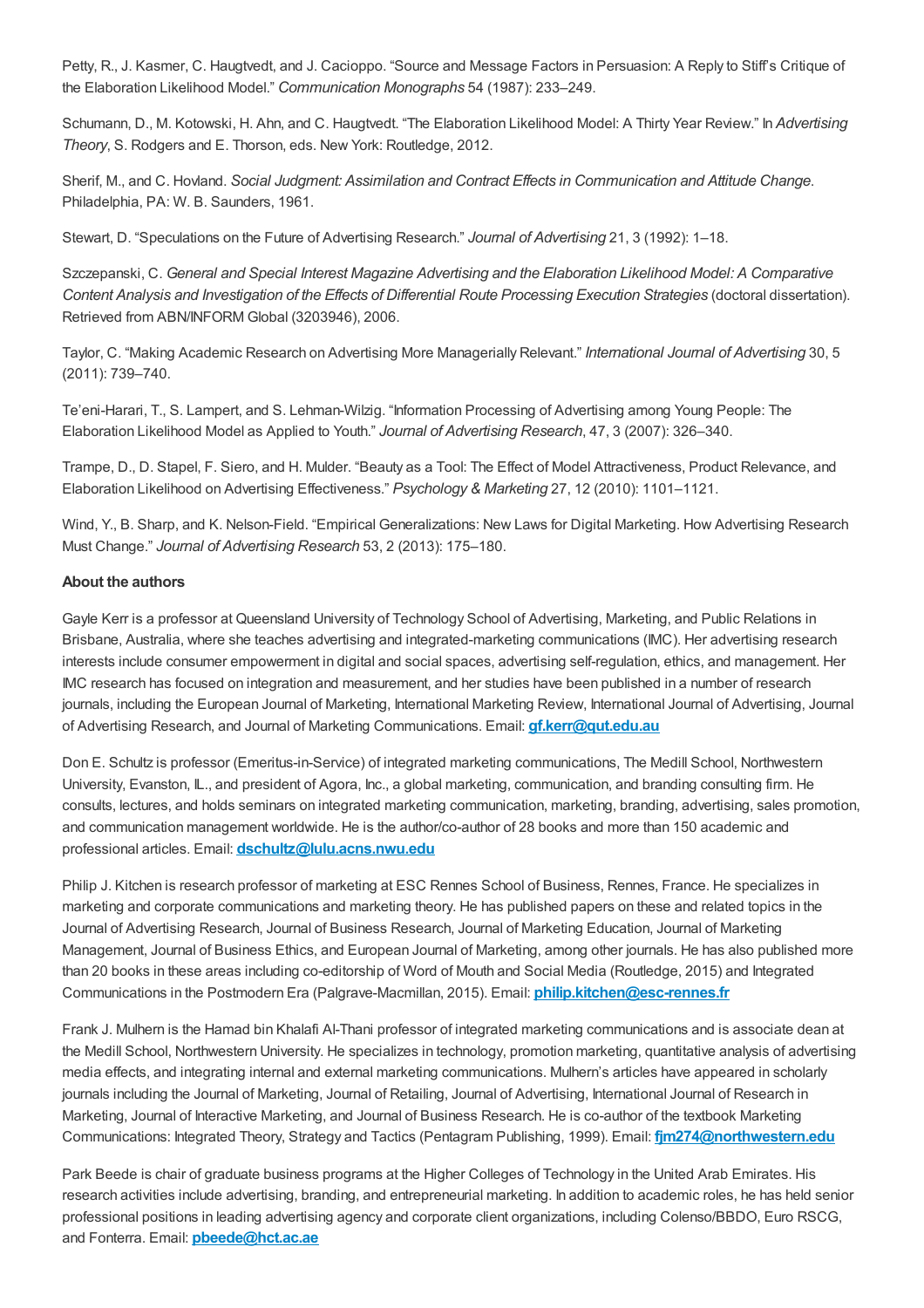Petty, R., J. Kasmer, C. Haugtvedt, and J. Cacioppo. "Source and Message Factors in Persuasion: A Reply to Stiff's Critique of the Elaboration Likelihood Model." *Communication Monographs* 54 (1987): 233–249.

Schumann, D., M. Kotowski, H. Ahn, and C. Haugtvedt. "The Elaboration Likelihood Model: A Thirty Year Review." In *Advertising Theory*, S. Rodgers and E. Thorson, eds. New York: Routledge, 2012.

Sherif, M., and C. Hovland. *Social Judgment: Assimilation and Contract Effects in Communication and Attitude Change*. Philadelphia, PA: W. B. Saunders, 1961.

Stewart, D. "Speculations on the Future of Advertising Research." *Journal of Advertising* 21, 3 (1992): 1–18.

Szczepanski, C. *General and Special Interest Magazine Advertising and the Elaboration Likelihood Model: A Comparative Content Analysis and Investigation of the Effects of Differential Route Processing Execution Strategies* (doctoral dissertation). Retrieved from ABN/INFORM Global (3203946), 2006.

Taylor, C. "Making Academic Research on Advertising More Managerially Relevant." *International Journal of Advertising* 30, 5 (2011): 739–740.

Te'eni-Harari, T., S. Lampert, and S. Lehman-Wilzig. "Information Processing of Advertising among Young People: The Elaboration Likelihood Model as Applied to Youth." *Journal of Advertising Research*, 47, 3 (2007): 326–340.

Trampe, D., D. Stapel, F. Siero, and H. Mulder. "Beauty as a Tool: The Effect of Model Attractiveness, Product Relevance, and Elaboration Likelihood on Advertising Effectiveness." *Psychology & Marketing* 27, 12 (2010): 1101–1121.

Wind, Y., B. Sharp, and K. Nelson-Field. "Empirical Generalizations: New Laws for Digital Marketing. How Advertising Research Must Change." *Journal of Advertising Research* 53, 2 (2013): 175–180.

**About the authors**

Gayle Kerr is a professor at Queensland University of Technology School of Advertising, Marketing, and Public Relations in Brisbane, Australia, where she teaches advertising and integrated-marketing communications (IMC). Her advertising research interests include consumer empowerment in digital and social spaces, advertising self-regulation, ethics, and management. Her IMC research has focused on integration and measurement, and her studies have been published in a number of research journals, including the European Journal of Marketing, International Marketing Review, International Journal of Advertising, Journal of Advertising Research, and Journal of Marketing Communications. Email: **gf.kerr@qut.edu.au**

Don E. Schultz is professor (Emeritus-in-Service) of integrated marketing communications, The Medill School, Northwestern University, Evanston, IL, and president of Agora, Inc., a global marketing, communication, and branding consulting firm. He consults, lectures, and holds seminars on integrated marketing communication, marketing, branding, advertising, sales promotion, and communication management worldwide. He is the author/co-author of 28 books and more than 150 academic and professional articles. Email: **dschultz@lulu.acns.nwu.edu**

Philip J. Kitchen is research professor of marketing at ESC Rennes School of Business, Rennes, France. He specializes in marketing and corporate communications and marketing theory. He has published papers on these and related topics in the Journal of Advertising Research, Journal of Business Research, Journal of Marketing Education, Journal of Marketing Management, Journal of Business Ethics, and European Journal of Marketing, among other journals. He has also published more than 20 books in these areas including co-editorship of Word of Mouth and Social Media (Routledge, 2015) and Integrated Communications in the Postmodern Era (Palgrave-Macmillan, 2015). Email: **philip.kitchen@esc-rennes.fr**

Frank J. Mulhern is the Hamad bin Khalafi Al-Thani professor of integrated marketing communications and is associate dean at the Medill School, Northwestern University. He specializes in technology, promotion marketing, quantitative analysis of advertising media effects, and integrating internal and external marketing communications. Mulhern's articles have appeared in scholarly journals including the Journal of Marketing, Journal of Retailing, Journal of Advertising, International Journal of Research in Marketing, Journal of Interactive Marketing, and Journal of Business Research. He is co-author of the textbook Marketing Communications: Integrated Theory, Strategy and Tactics (Pentagram Publishing, 1999). Email: **fjm274@northwestern.edu**

Park Beede is chair of graduate business programs at the Higher Colleges of Technology in the United Arab Emirates. His research activities include advertising, branding, and entrepreneurial marketing. In addition to academic roles, he has held senior professional positions in leading advertising agency and corporate client organizations, including Colenso/BBDO, Euro RSCG, and Fonterra. Email: **pbeede@hct.ac.ae**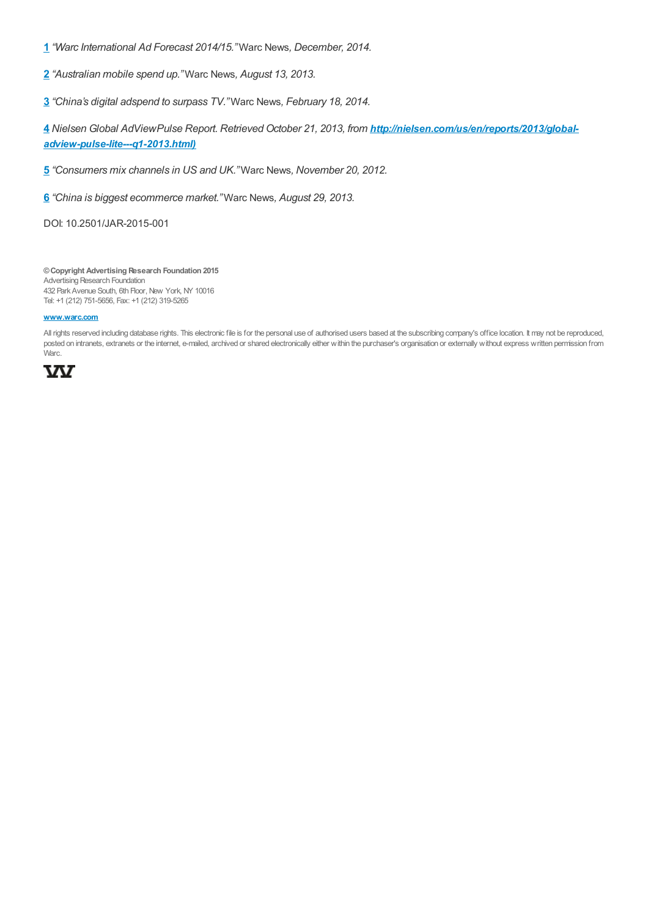[1] *"Warc International Ad Forecast 2014/15."* Warc News*, December, 2014.*

[2] *"Australian mobile spend up."* Warc News*, August 13, 2013.*

[3] *"China's digital adspend to surpass TV."* Warc News*, February 18, 2014.*

[4] *Nielsen Global AdViewPulse Report. Retrieved October 21, 2013, from* ***http://nielsen.com/us/en/reports/2013/global-adview-pulse-lite---q1-2013.html)***

[5] *"Consumers mix channels in US and UK."* Warc News*, November 20, 2012.*

[6] *"China is biggest ecommerce market."* Warc News*, August 29, 2013.*

DOI: 10.2501/JAR-2015-001

**© Copyright Advertising Research Foundation 2015**
Advertising Research Foundation
432 Park Avenue South, 6th Floor, New York, NY 10016
Tel: +1 (212) 751-5656, Fax: +1 (212) 319-5265

**www.warc.com**

All rights reserved including database rights. This electronic file is for the personal use of authorised users based at the subscribing company's office location. It may not be reproduced, posted on intranets, extranets or the internet, e-mailed, archived or shared electronically either within the purchaser's organisation or externally without express written permission from Warc.